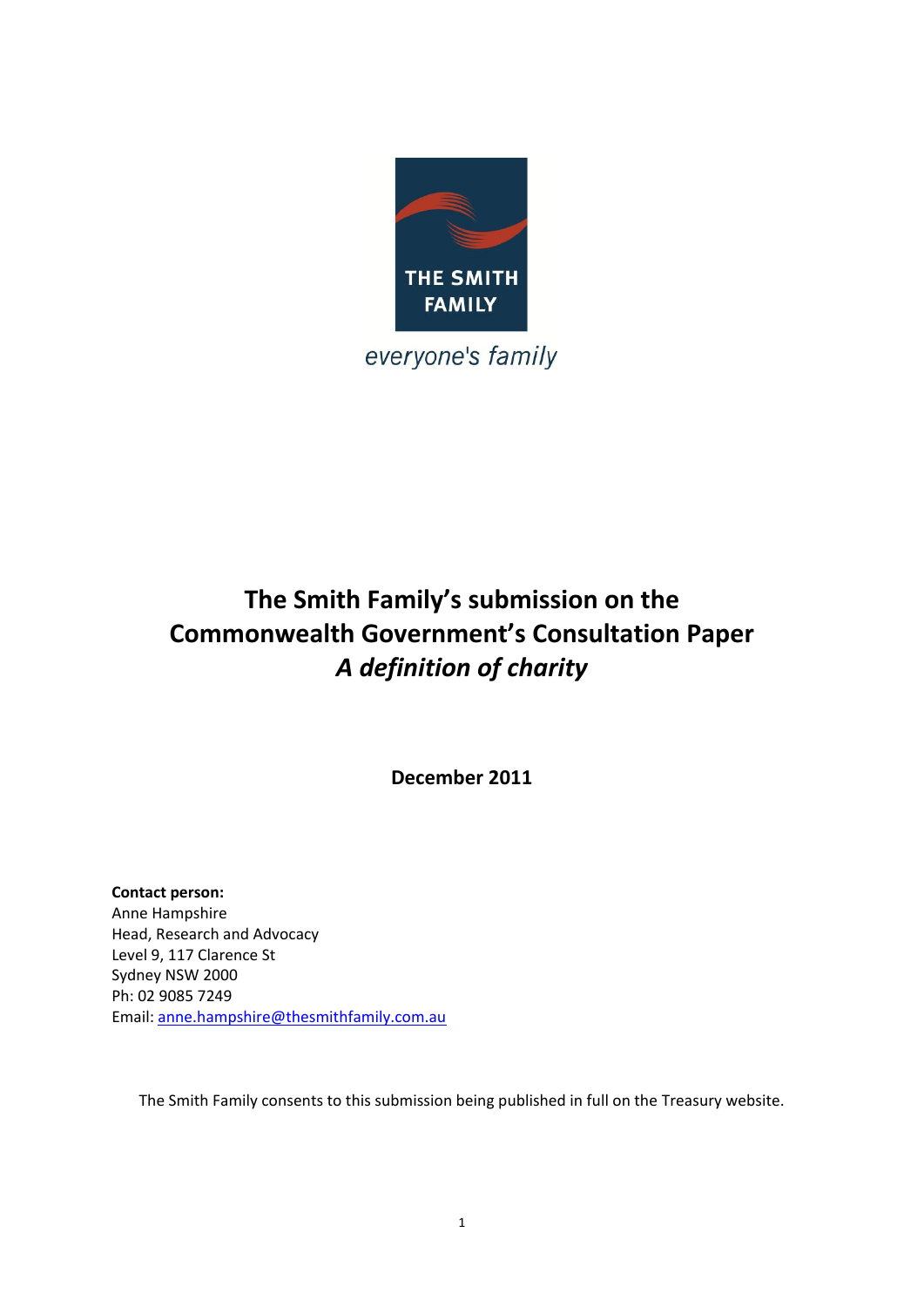THE SMITH FAMILY

*everyone's family*

# The Smith Family's submission on the Commonwealth Government's Consultation Paper *A definition of charity*

**December 2011**

**Contact person:**
Anne Hampshire
Head, Research and Advocacy
Level 9, 117 Clarence St
Sydney NSW 2000
Ph: 02 9085 7249
Email: anne.hampshire@thesmithfamily.com.au

The Smith Family consents to this submission being published in full on the Treasury website.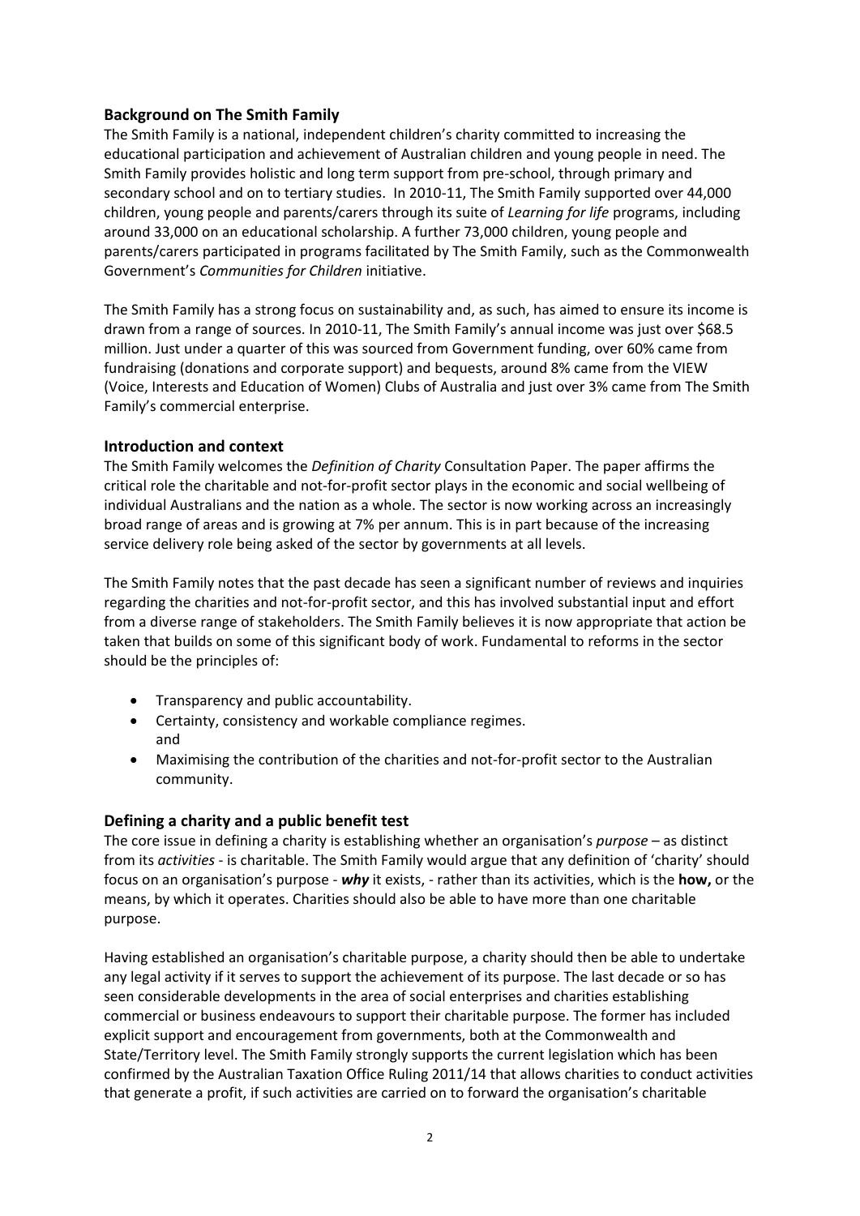## Background on The Smith Family

The Smith Family is a national, independent children's charity committed to increasing the educational participation and achievement of Australian children and young people in need. The Smith Family provides holistic and long term support from pre-school, through primary and secondary school and on to tertiary studies. In 2010-11, The Smith Family supported over 44,000 children, young people and parents/carers through its suite of *Learning for life* programs, including around 33,000 on an educational scholarship. A further 73,000 children, young people and parents/carers participated in programs facilitated by The Smith Family, such as the Commonwealth Government's *Communities for Children* initiative.

The Smith Family has a strong focus on sustainability and, as such, has aimed to ensure its income is drawn from a range of sources. In 2010-11, The Smith Family's annual income was just over $68.5 million. Just under a quarter of this was sourced from Government funding, over 60% came from fundraising (donations and corporate support) and bequests, around 8% came from the VIEW (Voice, Interests and Education of Women) Clubs of Australia and just over 3% came from The Smith Family's commercial enterprise.

## Introduction and context

The Smith Family welcomes the *Definition of Charity* Consultation Paper. The paper affirms the critical role the charitable and not-for-profit sector plays in the economic and social wellbeing of individual Australians and the nation as a whole. The sector is now working across an increasingly broad range of areas and is growing at 7% per annum. This is in part because of the increasing service delivery role being asked of the sector by governments at all levels.

The Smith Family notes that the past decade has seen a significant number of reviews and inquiries regarding the charities and not-for-profit sector, and this has involved substantial input and effort from a diverse range of stakeholders. The Smith Family believes it is now appropriate that action be taken that builds on some of this significant body of work. Fundamental to reforms in the sector should be the principles of:

- Transparency and public accountability.
- Certainty, consistency and workable compliance regimes.
  and
- Maximising the contribution of the charities and not-for-profit sector to the Australian community.

## Defining a charity and a public benefit test

The core issue in defining a charity is establishing whether an organisation's *purpose* – as distinct from its *activities* - is charitable. The Smith Family would argue that any definition of 'charity' should focus on an organisation's purpose - ***why*** it exists, - rather than its activities, which is the **how,** or the means, by which it operates. Charities should also be able to have more than one charitable purpose.

Having established an organisation's charitable purpose, a charity should then be able to undertake any legal activity if it serves to support the achievement of its purpose. The last decade or so has seen considerable developments in the area of social enterprises and charities establishing commercial or business endeavours to support their charitable purpose. The former has included explicit support and encouragement from governments, both at the Commonwealth and State/Territory level. The Smith Family strongly supports the current legislation which has been confirmed by the Australian Taxation Office Ruling 2011/14 that allows charities to conduct activities that generate a profit, if such activities are carried on to forward the organisation's charitable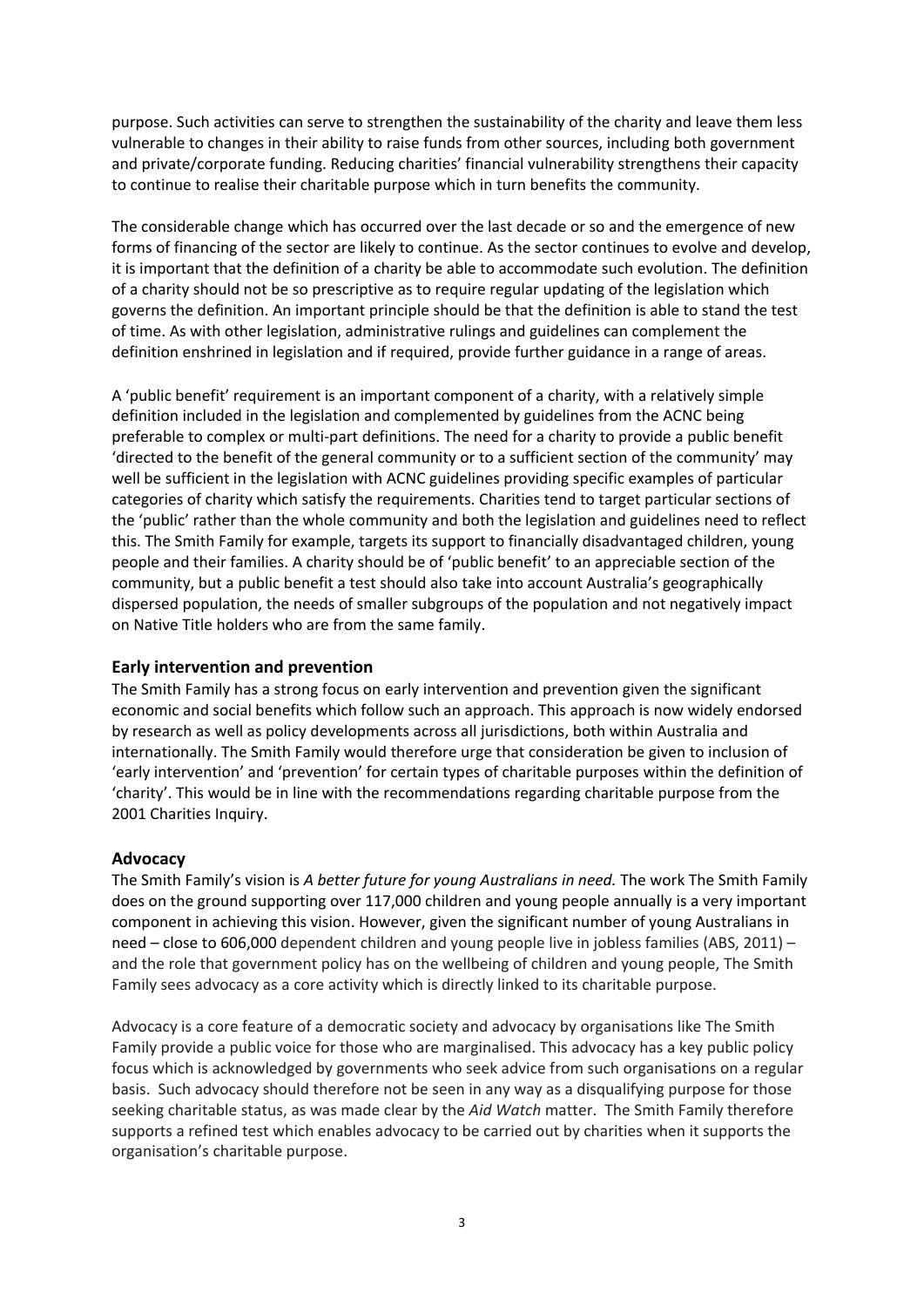purpose. Such activities can serve to strengthen the sustainability of the charity and leave them less vulnerable to changes in their ability to raise funds from other sources, including both government and private/corporate funding. Reducing charities' financial vulnerability strengthens their capacity to continue to realise their charitable purpose which in turn benefits the community.

The considerable change which has occurred over the last decade or so and the emergence of new forms of financing of the sector are likely to continue. As the sector continues to evolve and develop, it is important that the definition of a charity be able to accommodate such evolution. The definition of a charity should not be so prescriptive as to require regular updating of the legislation which governs the definition. An important principle should be that the definition is able to stand the test of time. As with other legislation, administrative rulings and guidelines can complement the definition enshrined in legislation and if required, provide further guidance in a range of areas.

A 'public benefit' requirement is an important component of a charity, with a relatively simple definition included in the legislation and complemented by guidelines from the ACNC being preferable to complex or multi-part definitions. The need for a charity to provide a public benefit 'directed to the benefit of the general community or to a sufficient section of the community' may well be sufficient in the legislation with ACNC guidelines providing specific examples of particular categories of charity which satisfy the requirements. Charities tend to target particular sections of the 'public' rather than the whole community and both the legislation and guidelines need to reflect this. The Smith Family for example, targets its support to financially disadvantaged children, young people and their families. A charity should be of 'public benefit' to an appreciable section of the community, but a public benefit a test should also take into account Australia's geographically dispersed population, the needs of smaller subgroups of the population and not negatively impact on Native Title holders who are from the same family.

## Early intervention and prevention

The Smith Family has a strong focus on early intervention and prevention given the significant economic and social benefits which follow such an approach. This approach is now widely endorsed by research as well as policy developments across all jurisdictions, both within Australia and internationally. The Smith Family would therefore urge that consideration be given to inclusion of 'early intervention' and 'prevention' for certain types of charitable purposes within the definition of 'charity'. This would be in line with the recommendations regarding charitable purpose from the 2001 Charities Inquiry.

## Advocacy

The Smith Family's vision is *A better future for young Australians in need.* The work The Smith Family does on the ground supporting over 117,000 children and young people annually is a very important component in achieving this vision. However, given the significant number of young Australians in need – close to 606,000 dependent children and young people live in jobless families (ABS, 2011) – and the role that government policy has on the wellbeing of children and young people, The Smith Family sees advocacy as a core activity which is directly linked to its charitable purpose.

Advocacy is a core feature of a democratic society and advocacy by organisations like The Smith Family provide a public voice for those who are marginalised. This advocacy has a key public policy focus which is acknowledged by governments who seek advice from such organisations on a regular basis. Such advocacy should therefore not be seen in any way as a disqualifying purpose for those seeking charitable status, as was made clear by the *Aid Watch* matter. The Smith Family therefore supports a refined test which enables advocacy to be carried out by charities when it supports the organisation's charitable purpose.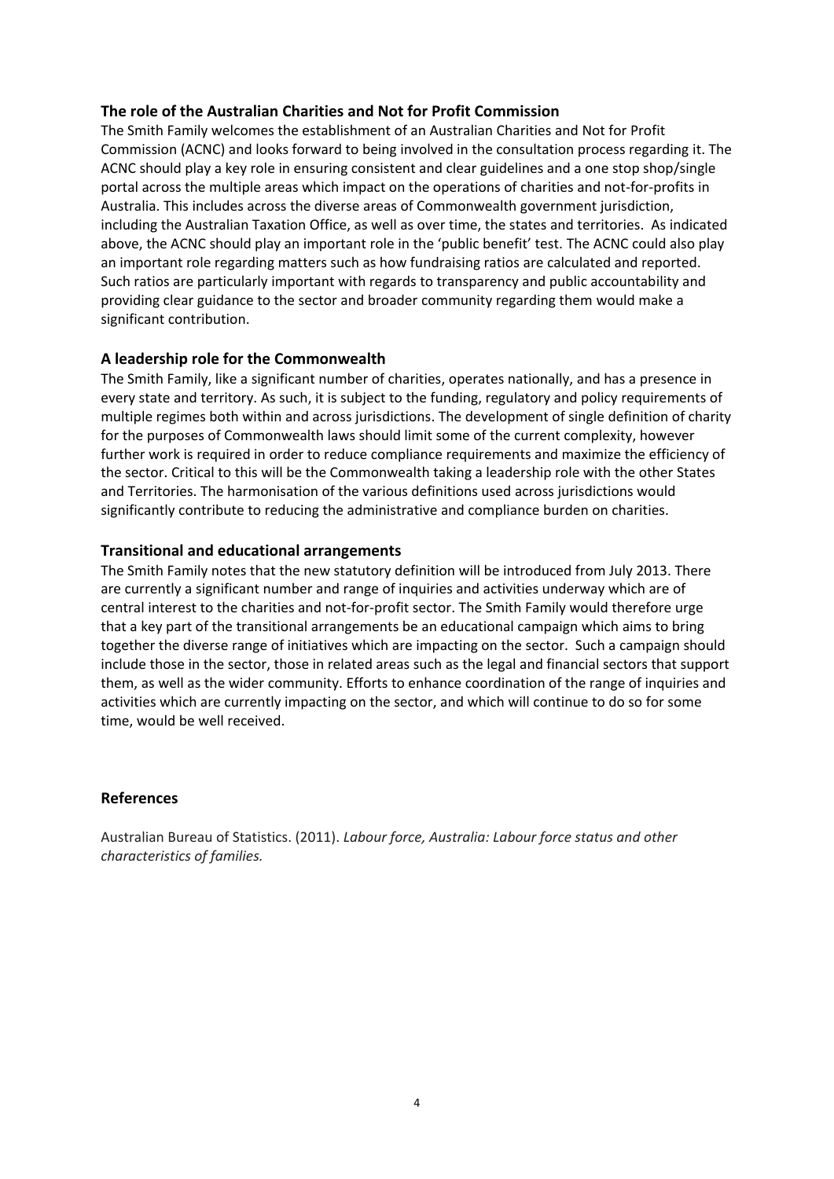## The role of the Australian Charities and Not for Profit Commission

The Smith Family welcomes the establishment of an Australian Charities and Not for Profit Commission (ACNC) and looks forward to being involved in the consultation process regarding it. The ACNC should play a key role in ensuring consistent and clear guidelines and a one stop shop/single portal across the multiple areas which impact on the operations of charities and not-for-profits in Australia. This includes across the diverse areas of Commonwealth government jurisdiction, including the Australian Taxation Office, as well as over time, the states and territories. As indicated above, the ACNC should play an important role in the 'public benefit' test. The ACNC could also play an important role regarding matters such as how fundraising ratios are calculated and reported. Such ratios are particularly important with regards to transparency and public accountability and providing clear guidance to the sector and broader community regarding them would make a significant contribution.

## A leadership role for the Commonwealth

The Smith Family, like a significant number of charities, operates nationally, and has a presence in every state and territory. As such, it is subject to the funding, regulatory and policy requirements of multiple regimes both within and across jurisdictions. The development of single definition of charity for the purposes of Commonwealth laws should limit some of the current complexity, however further work is required in order to reduce compliance requirements and maximize the efficiency of the sector. Critical to this will be the Commonwealth taking a leadership role with the other States and Territories. The harmonisation of the various definitions used across jurisdictions would significantly contribute to reducing the administrative and compliance burden on charities.

## Transitional and educational arrangements

The Smith Family notes that the new statutory definition will be introduced from July 2013. There are currently a significant number and range of inquiries and activities underway which are of central interest to the charities and not-for-profit sector. The Smith Family would therefore urge that a key part of the transitional arrangements be an educational campaign which aims to bring together the diverse range of initiatives which are impacting on the sector. Such a campaign should include those in the sector, those in related areas such as the legal and financial sectors that support them, as well as the wider community. Efforts to enhance coordination of the range of inquiries and activities which are currently impacting on the sector, and which will continue to do so for some time, would be well received.

## References

Australian Bureau of Statistics. (2011). *Labour force, Australia: Labour force status and other characteristics of families.*